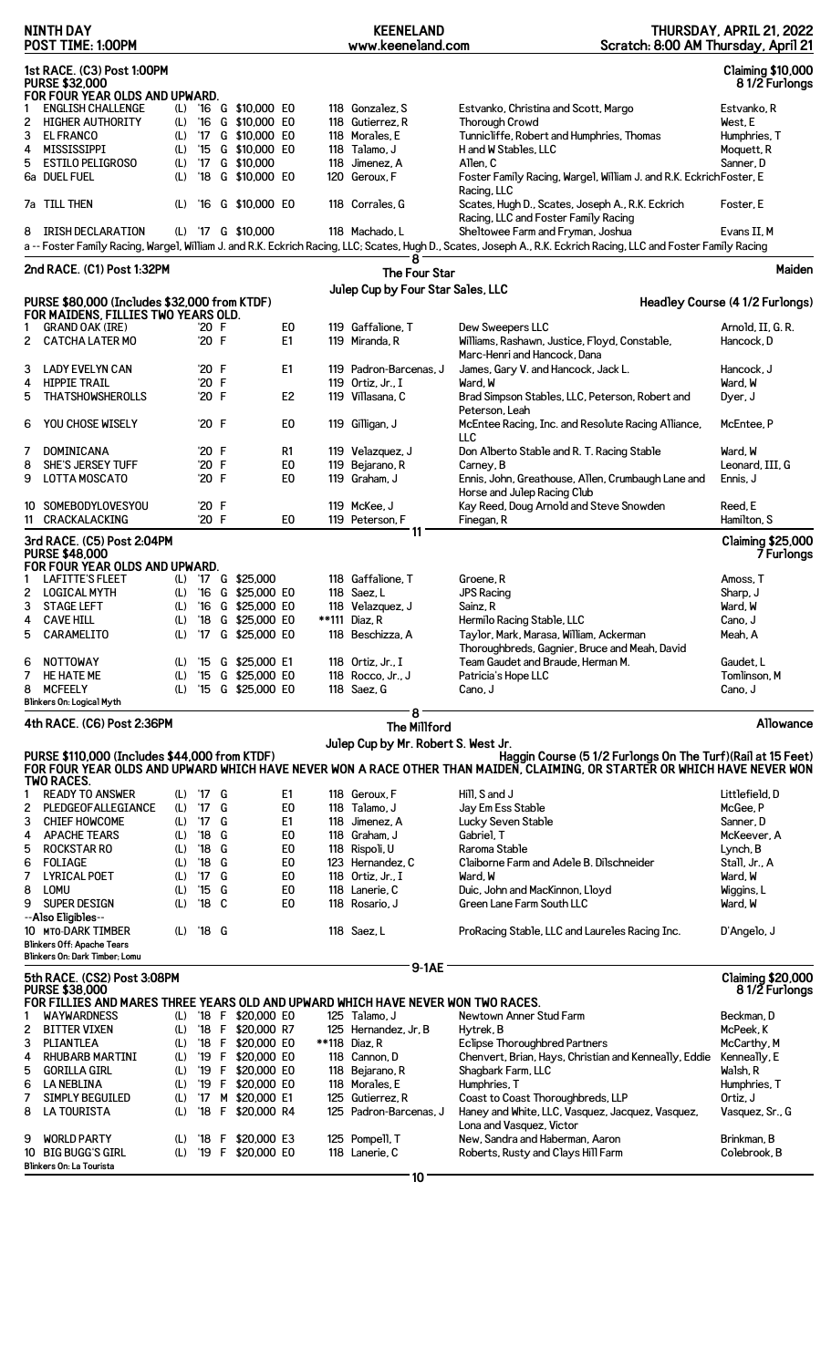NINTH DAY
POST TIME: 1:00PM

KEENELAND
www.keeneland.com

THURSDAY, APRIL 21, 2022
Scratch: 8:00 AM Thursday, April 21

## 1st RACE. (C3) Post 1:00PM

**Claiming $10,000 — 8 1/2 Furlongs**

**PURSE $32,000**
**FOR FOUR YEAR OLDS AND UPWARD.**

| # | Horse | | Year | Sex | Claim | | Wt | Jockey | Owner | Trainer |
|---|---|---|---|---|---|---|---|---|---|---|
| 1 | ENGLISH CHALLENGE | (L) | '16 | G | $10,000 | E0 | 118 | Gonzalez, S | Estvanko, Christina and Scott, Margo | Estvanko, R |
| 2 | HIGHER AUTHORITY | (L) | '16 | G | $10,000 | E0 | 118 | Gutierrez, R | Thorough Crowd | West, E |
| 3 | EL FRANCO | (L) | '17 | G | $10,000 | E0 | 118 | Morales, E | Tunniclifffe, Robert and Humphries, Thomas | Humphries, T |
| 4 | MISSISSIPPI | (L) | '15 | G | $10,000 | E0 | 118 | Talamo, J | H and W Stables, LLC | Moquett, R |
| 5 | ESTILO PELIGROSO | (L) | '17 | G | $10,000 | | 118 | Jimenez, A | Allen, C | Sanner, D |
| 6a | DUEL FUEL | (L) | '18 | G | $10,000 | E0 | 120 | Geroux, F | Foster Family Racing, Wargel, William J. and R.K. Eckrich Racing, LLC | Foster, E |
| 7a | TILL THEN | (L) | '16 | G | $10,000 | E0 | 118 | Corrales, G | Scates, Hugh D., Scates, Joseph A., R.K. Eckrich Racing, LLC and Foster Family Racing | Foster, E |
| 8 | IRISH DECLARATION | (L) | '17 | G | $10,000 | | 118 | Machado, L | Sheltowee Farm and Fryman, Joshua | Evans II, M |

a -- Foster Family Racing, Wargel, William J. and R.K. Eckrich Racing, LLC; Scates, Hugh D., Scates, Joseph A., R.K. Eckrich Racing, LLC and Foster Family Racing

8

## 2nd RACE. (C1) Post 1:32PM

**The Four Star**
**Julep Cup by Four Star Sales, LLC**

**Maiden — Headley Course (4 1/2 Furlongs)**

**PURSE $80,000 (Includes $32,000 from KTDF)**
**FOR MAIDENS, FILLIES TWO YEARS OLD.**

| # | Horse | Year | Sex | | Wt | Jockey | Owner | Trainer |
|---|---|---|---|---|---|---|---|---|
| 1 | GRAND OAK (IRE) | '20 | F | E0 | 119 | Gaffalione, T | Dew Sweepers LLC | Arnold, II, G. R. |
| 2 | CATCHA LATER MO | '20 | F | E1 | 119 | Miranda, R | Williams, Rashawn, Justice, Floyd, Constable, Marc-Henri and Hancock, Dana | Hancock, D |
| 3 | LADY EVELYN CAN | '20 | F | E1 | 119 | Padron-Barcenas, J | James, Gary V. and Hancock, Jack L. | Hancock, J |
| 4 | HIPPIE TRAIL | '20 | F | | 119 | Ortiz, Jr., I | Ward, W | Ward, W |
| 5 | THATSHOWSHEROLLS | '20 | F | E2 | 119 | Villasana, C | Brad Simpson Stables, LLC, Peterson, Robert and Peterson, Leah | Dyer, J |
| 6 | YOU CHOSE WISELY | '20 | F | E0 | 119 | Gilligan, J | McEntee Racing, Inc. and Resolute Racing Alliance, LLC | McEntee, P |
| 7 | DOMINICANA | '20 | F | R1 | 119 | Velazquez, J | Don Alberto Stable and R. T. Racing Stable | Ward, W |
| 8 | SHE'S JERSEY TUFF | '20 | F | E0 | 119 | Bejarano, R | Carney, B | Leonard, III, G |
| 9 | LOTTA MOSCATO | '20 | F | E0 | 119 | Graham, J | Ennis, John, Greathouse, Allen, Crumbaugh Lane and Horse and Julep Racing Club | Ennis, J |
| 10 | SOMEBODYLOVESYOU | '20 | F | | 119 | McKee, J | Kay Reed, Doug Arnold and Steve Snowden | Reed, E |
| 11 | CRACKALACKING | '20 | F | E0 | 119 | Peterson, F | Finegan, R | Hamilton, S |

11

## 3rd RACE. (C5) Post 2:04PM

**Claiming $25,000 — 7 Furlongs**

**PURSE $48,000**
**FOR FOUR YEAR OLDS AND UPWARD.**

| # | Horse | | Year | Sex | Claim | | Wt | Jockey | Owner | Trainer |
|---|---|---|---|---|---|---|---|---|---|---|
| 1 | LAFITTE'S FLEET | (L) | '17 | G | $25,000 | | 118 | Gaffalione, T | Groene, R | Amoss, T |
| 2 | LOGICAL MYTH | (L) | '16 | G | $25,000 | E0 | 118 | Saez, L | JPS Racing | Sharp, J |
| 3 | STAGE LEFT | (L) | '16 | G | $25,000 | E0 | 118 | Velazquez, J | Sainz, R | Ward, W |
| 4 | CAVE HILL | (L) | '18 | G | $25,000 | E0 | **111 | Diaz, R | Hermilo Racing Stable, LLC | Cano, J |
| 5 | CARAMELITO | (L) | '17 | G | $25,000 | E0 | 118 | Beschizza, A | Taylor, Mark, Marasa, William, Ackerman Thoroughbreds, Gagnier, Bruce and Meah, David | Meah, A |
| 6 | NOTTOWAY | (L) | '15 | G | $25,000 | E1 | 118 | Ortiz, Jr., I | Team Gaudet and Braude, Herman M. | Gaudet, L |
| 7 | HE HATE ME | (L) | '15 | G | $25,000 | E0 | 118 | Rocco, Jr., J | Patricia's Hope LLC | Tomlinson, M |
| 8 | MCFEELY | (L) | '15 | G | $25,000 | E0 | 118 | Saez, G | Cano, J | Cano, J |

Blinkers On: Logical Myth

8

## 4th RACE. (C6) Post 2:36PM

**The Millford**
**Julep Cup by Mr. Robert S. West Jr.**

**Allowance — Haggin Course (5 1/2 Furlongs On The Turf)(Rail at 15 Feet)**

**PURSE $110,000 (Includes $44,000 from KTDF)**
**FOR FOUR YEAR OLDS AND UPWARD WHICH HAVE NEVER WON A RACE OTHER THAN MAIDEN, CLAIMING, OR STARTER OR WHICH HAVE NEVER WON TWO RACES.**

| # | Horse | | Year | Sex | | Wt | Jockey | Owner | Trainer |
|---|---|---|---|---|---|---|---|---|---|
| 1 | READY TO ANSWER | (L) | '17 | G | E1 | 118 | Geroux, F | Hill, S and J | Littlefield, D |
| 2 | PLEDGEOFALLEGIANCE | (L) | '17 | G | E0 | 118 | Talamo, J | Jay Em Ess Stable | McGee, P |
| 3 | CHIEF HOWCOME | (L) | '17 | G | E1 | 118 | Jimenez, A | Lucky Seven Stable | Sanner, D |
| 4 | APACHE TEARS | (L) | '18 | G | E0 | 118 | Graham, J | Gabriel, T | McKeever, A |
| 5 | ROCKSTAR RO | (L) | '18 | G | E0 | 118 | Rispoli, U | Raroma Stable | Lynch, B |
| 6 | FOLIAGE | (L) | '18 | G | E0 | 123 | Hernandez, C | Claiborne Farm and Adele B. Dilschneider | Stall, Jr., A |
| 7 | LYRICAL POET | (L) | '17 | G | E0 | 118 | Ortiz, Jr., I | Ward, W | Ward, W |
| 8 | LOMU | (L) | '15 | G | E0 | 118 | Lanerie, C | Duic, John and MacKinnon, Lloyd | Wiggins, L |
| 9 | SUPER DESIGN | (L) | '18 | C | E0 | 118 | Rosario, J | Green Lane Farm South LLC | Ward, W |
| | --Also Eligibles-- | | | | | | | | |
| 10 | MTO-DARK TIMBER | (L) | '18 | G | | 118 | Saez, L | ProRacing Stable, LLC and Laureles Racing Inc. | D'Angelo, J |

Blinkers Off: Apache Tears
Blinkers On: Dark Timber; Lomu

9-1AE

## 5th RACE. (CS2) Post 3:08PM

**Claiming $20,000 — 8 1/2 Furlongs**

**PURSE $38,000**
**FOR FILLIES AND MARES THREE YEARS OLD AND UPWARD WHICH HAVE NEVER WON TWO RACES.**

| # | Horse | | Year | Sex | Claim | | Wt | Jockey | Owner | Trainer |
|---|---|---|---|---|---|---|---|---|---|---|
| 1 | WAYWARDNESS | (L) | '18 | F | $20,000 | E0 | 125 | Talamo, J | Newtown Anner Stud Farm | Beckman, D |
| 2 | BITTER VIXEN | (L) | '18 | F | $20,000 | R7 | 125 | Hernandez, Jr, B | Hytrek, B | McPeek, K |
| 3 | PLIANTLEA | (L) | '18 | F | $20,000 | E0 | **118 | Diaz, R | Eclipse Thoroughbred Partners | McCarthy, M |
| 4 | RHUBARB MARTINI | (L) | '19 | F | $20,000 | E0 | 118 | Cannon, D | Chenvert, Brian, Hays, Christian and Kenneally, Eddie | Kenneally, E |
| 5 | GORILLA GIRL | (L) | '19 | F | $20,000 | E0 | 118 | Bejarano, R | Shagbark Farm, LLC | Walsh, R |
| 6 | LA NEBLINA | (L) | '19 | F | $20,000 | E0 | 118 | Morales, E | Humphries, T | Humphries, T |
| 7 | SIMPLY BEGUILED | (L) | '17 | M | $20,000 | E1 | 125 | Gutierrez, R | Coast to Coast Thoroughbreds, LLP | Ortiz, J |
| 8 | LA TOURISTA | (L) | '18 | F | $20,000 | R4 | 125 | Padron-Barcenas, J | Haney and White, LLC, Vasquez, Jacquez, Vasquez, Lona and Vasquez, Victor | Vasquez, Sr., G |
| 9 | WORLD PARTY | (L) | '18 | F | $20,000 | E3 | 125 | Pompell, T | New, Sandra and Haberman, Aaron | Brinkman, B |
| 10 | BIG BUGG'S GIRL | (L) | '19 | F | $20,000 | E0 | 118 | Lanerie, C | Roberts, Rusty and Clays Hill Farm | Colebrook, B |

Blinkers On: La Tourista

10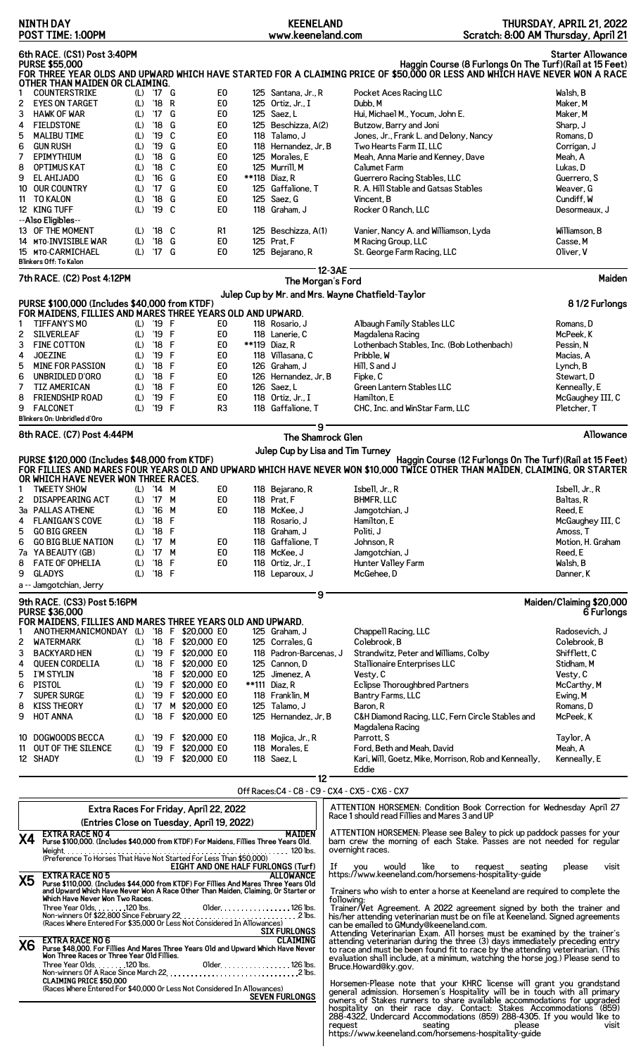NINTH DAY — POST TIME: 1:00PM — KEENELAND www.keeneland.com — THURSDAY, APRIL 21, 2022 — Scratch: 8:00 AM Thursday, April 21

## 6th RACE. (CS1) Post 3:40PM — Starter Allowance

**PURSE $55,000** — Haggin Course (8 Furlongs On The Turf)(Rail at 15 Feet)

**FOR THREE YEAR OLDS AND UPWARD WHICH HAVE STARTED FOR A CLAIMING PRICE OF $50,000 OR LESS AND WHICH HAVE NEVER WON A RACE OTHER THAN MAIDEN OR CLAIMING.**

| # | Horse | Med | Yr | Sex | Claim | Elig | Wt | Jockey | Owner | Trainer |
|---|---|---|---|---|---|---|---|---|---|---|
| 1 | COUNTERSTRIKE | (L) | '17 | G | | E0 | 125 | Santana, Jr., R | Pocket Aces Racing LLC | Walsh, B |
| 2 | EYES ON TARGET | (L) | '18 | R | | E0 | 125 | Ortiz, Jr., I | Dubb, M | Maker, M |
| 3 | HAWK OF WAR | (L) | '17 | G | | E0 | 125 | Saez, L | Hui, Michael M., Yocum, John E. | Maker, M |
| 4 | FIELDSTONE | (L) | '18 | G | | E0 | 125 | Beschizza, A(2) | Butzow, Barry and Joni | Sharp, J |
| 5 | MALIBU TIME | (L) | '19 | C | | E0 | 118 | Talamo, J | Jones, Jr., Frank L. and Delony, Nancy | Romans, D |
| 6 | GUN RUSH | (L) | '19 | G | | E0 | 118 | Hernandez, Jr, B | Two Hearts Farm II, LLC | Corrigan, J |
| 7 | EPIMYTHIUM | (L) | '18 | G | | E0 | 125 | Morales, E | Meah, Anna Marie and Kenney, Dave | Meah, A |
| 8 | OPTIMUS KAT | (L) | '18 | C | | E0 | 125 | Murrill, M | Calumet Farm | Lukas, D |
| 9 | EL AHIJADO | (L) | '16 | G | | E0 | **118 | Diaz, R | Guerrero Racing Stables, LLC | Guerrero, S |
| 10 | OUR COUNTRY | (L) | '17 | G | | E0 | 125 | Gaffalione, T | R. A. Hill Stable and Gatsas Stables | Weaver, G |
| 11 | TO KALON | (L) | '18 | G | | E0 | 125 | Saez, G | Vincent, B | Cundiff, W |
| 12 | KING TUFF | (L) | '19 | C | | E0 | 118 | Graham, J | Rocker O Ranch, LLC | Desormeaux, J |
| | --Also Eligibles-- | | | | | | | | | |
| 13 | OF THE MOMENT | (L) | '18 | C | | R1 | 125 | Beschizza, A(1) | Vanier, Nancy A. and Williamson, Lyda | Williamson, B |
| 14 | MTO-INVISIBLE WAR | (L) | '18 | G | | E0 | 125 | Prat, F | M Racing Group, LLC | Casse, M |
| 15 | MTO-CARMICHAEL | (L) | '17 | G | | E0 | 125 | Bejarano, R | St. George Farm Racing, LLC | Oliver, V |

Blinkers Off: To Kalon

12-3AE

## 7th RACE. (C2) Post 4:12PM — The Morgan's Ford — Maiden

Julep Cup by Mr. and Mrs. Wayne Chatfield-Taylor

**PURSE $100,000 (Includes $40,000 from KTDF)** — 8 1/2 Furlongs

**FOR MAIDENS, FILLIES AND MARES THREE YEARS OLD AND UPWARD.**

| # | Horse | Med | Yr | Sex | Elig | Wt | Jockey | Owner | Trainer |
|---|---|---|---|---|---|---|---|---|---|
| 1 | TIFFANY'S MO | (L) | '19 | F | E0 | 118 | Rosario, J | Albaugh Family Stables LLC | Romans, D |
| 2 | SILVERLEAF | (L) | '19 | F | E0 | 118 | Lanerie, C | Magdalena Racing | McPeek, K |
| 3 | FINE COTTON | (L) | '18 | F | E0 | **119 | Diaz, R | Lothenbach Stables, Inc. (Bob Lothenbach) | Pessin, N |
| 4 | JOEZINE | (L) | '19 | F | E0 | 118 | Villasana, C | Pribble, W | Macias, A |
| 5 | MINE FOR PASSION | (L) | '18 | F | E0 | 126 | Graham, J | Hill, S and J | Lynch, B |
| 6 | UNBRIDLED D'ORO | (L) | '18 | F | E0 | 126 | Hernandez, Jr, B | Fipke, C | Stewart, D |
| 7 | TIZ AMERICAN | (L) | '18 | F | E0 | 126 | Saez, L | Green Lantern Stables LLC | Kenneally, E |
| 8 | FRIENDSHIP ROAD | (L) | '19 | F | E0 | 118 | Ortiz, Jr., I | Hamilton, E | McGaughey III, C |
| 9 | FALCONET | (L) | '19 | F | R3 | 118 | Gaffalione, T | CHC, Inc. and WinStar Farm, LLC | Pletcher, T |

Blinkers On: Unbridled d'Oro

9

## 8th RACE. (C7) Post 4:44PM — The Shamrock Glen — Allowance

Julep Cup by Lisa and Tim Turney

**PURSE $120,000 (Includes $48,000 from KTDF)** — Haggin Course (12 Furlongs On The Turf)(Rail at 15 Feet)

**FOR FILLIES AND MARES FOUR YEARS OLD AND UPWARD WHICH HAVE NEVER WON $10,000 TWICE OTHER THAN MAIDEN, CLAIMING, OR STARTER OR WHICH HAVE NEVER WON THREE RACES.**

| # | Horse | Med | Yr | Sex | Elig | Wt | Jockey | Owner | Trainer |
|---|---|---|---|---|---|---|---|---|---|
| 1 | TWEETY SHOW | (L) | '14 | M | E0 | 118 | Bejarano, R | Isbell, Jr., R | Isbell, Jr., R |
| 2 | DISAPPEARING ACT | (L) | '17 | M | E0 | 118 | Prat, F | BHMFR, LLC | Baltas, R |
| 3a | PALLAS ATHENE | (L) | '16 | M | E0 | 118 | McKee, J | Jamgotchian, J | Reed, E |
| 4 | FLANIGAN'S COVE | (L) | '18 | F | | 118 | Rosario, J | Hamilton, E | McGaughey III, C |
| 5 | GO BIG GREEN | (L) | '18 | F | | 118 | Graham, J | Politi, J | Amoss, T |
| 6 | GO BIG BLUE NATION | (L) | '17 | M | E0 | 118 | Gaffalione, T | Johnson, R | Motion, H. Graham |
| 7a | YA BEAUTY (GB) | (L) | '17 | M | E0 | 118 | McKee, J | Jamgotchian, J | Reed, E |
| 8 | FATE OF OPHELIA | (L) | '18 | F | E0 | 118 | Ortiz, Jr., I | Hunter Valley Farm | Walsh, B |
| 9 | GLADYS | (L) | '18 | F | | 118 | Leparoux, J | McGehee, D | Danner, K |

a -- Jamgotchian, Jerry

9

## 9th RACE. (CS3) Post 5:16PM — Maiden/Claiming $20,000

**PURSE $36,000** — 6 Furlongs

**FOR MAIDENS, FILLIES AND MARES THREE YEARS OLD AND UPWARD.**

| # | Horse | Med | Yr | Sex | Claim | Elig | Wt | Jockey | Owner | Trainer |
|---|---|---|---|---|---|---|---|---|---|---|
| 1 | ANOTHERMANICMONDAY | (L) | '18 | F | $20,000 | E0 | 125 | Graham, J | Chappell Racing, LLC | Radosevich, J |
| 2 | WATERMARK | (L) | '18 | F | $20,000 | E0 | 125 | Corrales, G | Colebrook, B | Colebrook, B |
| 3 | BACKYARD HEN | (L) | '19 | F | $20,000 | E0 | 118 | Padron-Barcenas, J | Strandwitz, Peter and Williams, Colby | Shifflett, C |
| 4 | QUEEN CORDELIA | (L) | '18 | F | $20,000 | E0 | 125 | Cannon, D | Stallionaire Enterprises LLC | Stidham, M |
| 5 | I'M STYLIN | | '18 | F | $20,000 | E0 | 125 | Jimenez, A | Vesty, C | Vesty, C |
| 6 | PISTOL | (L) | '19 | F | $20,000 | E0 | **111 | Diaz, R | Eclipse Thoroughbred Partners | McCarthy, M |
| 7 | SUPER SURGE | (L) | '19 | F | $20,000 | E0 | 118 | Franklin, M | Bantry Farms, LLC | Ewing, M |
| 8 | KISS THEORY | (L) | '17 | M | $20,000 | E0 | 125 | Talamo, J | Baron, R | Romans, D |
| 9 | HOT ANNA | (L) | '18 | F | $20,000 | E0 | 125 | Hernandez, Jr, B | C&H Diamond Racing, LLC, Fern Circle Stables and Magdalena Racing | McPeek, K |
| 10 | DOGWOODS BECCA | (L) | '19 | F | $20,000 | E0 | 118 | Mojica, Jr., R | Parrott, S | Taylor, A |
| 11 | OUT OF THE SILENCE | (L) | '19 | F | $20,000 | E0 | 118 | Morales, E | Ford, Beth and Meah, David | Meah, A |
| 12 | SHADY | (L) | '19 | F | $20,000 | E0 | 118 | Saez, L | Kari, Will, Goetz, Mike, Morrison, Rob and Kenneally, Eddie | Kenneally, E |

12

Off Races:C4 - C8 - C9 - CX4 - CX5 - CX6 - CX7

### Extra Races For Friday, April 22, 2022

(Entries Close on Tuesday, April 19, 2022)

**X4 — EXTRA RACE NO 4 — MAIDEN**
Purse $100,000. (Includes $40,000 from KTDF) For Maidens, Fillies Three Years Old.
Weight. . . . . . . . . . . . 120 lbs.
(Preference To Horses That Have Not Started For Less Than $50,000)
**EIGHT AND ONE HALF FURLONGS (Turf)**

**X5 — EXTRA RACE NO 5 — ALLOWANCE**
Purse $110,000. (Includes $44,000 from KTDF) For Fillies And Mares Three Years Old and Upward Which Have Never Won A Race Other Than Maiden, Claiming, Or Starter or Which Have Never Won Two Races.
Three Year Olds. . . . . . . 120 lbs. Older. . . . . . . . . . . 126 lbs.
Non-winners Of $22,800 Since February 22. . . . . . . . . . 2 lbs.
(Races Where Entered For $35,000 Or Less Not Considered In Allowances)
**SIX FURLONGS**

**X6 — EXTRA RACE NO 6 — CLAIMING**
Purse $48,000. For Fillies And Mares Three Years Old and Upward Which Have Never Won Three Races or Three Year Old Fillies.
Three Year Olds. . . . . . . 120 lbs. Older. . . . . . . . . . . 126 lbs.
Non-winners Of A Race Since March 22. . . . . . . . . . 2 lbs.
CLAIMING PRICE $50,000
(Races Where Entered For $40,000 Or Less Not Considered In Allowances)
**SEVEN FURLONGS**

ATTENTION HORSEMEN: Condition Book Correction for Wednesday April 27 Race 1 should read Fillies and Mares 3 and UP

ATTENTION HORSEMEN: Please see Baley to pick up paddock passes for your barn crew the morning of each Stake. Passes are not needed for regular overnight races.

If you would like to request seating please visit https://www.keeneland.com/horsemens-hospitality-guide

Trainers who wish to enter a horse at Keeneland are required to complete the following:
Trainer/Vet Agreement. A 2022 agreement signed by both the trainer and his/her attending veterinarian must be on file at Keeneland. Signed agreements can be emailed to GMundy@keeneland.com.
Attending Veterinarian Exam. All horses must be examined by the trainer's attending veterinarian during the three (3) days immediately preceding entry to race and must be found fit to race by the attending veterinarian. (This evaluation shall include, at a minimum, watching the horse jog.) Please send to Bruce.Howard@ky.gov.

Horsemen-Please note that your KHRC license will grant you grandstand general admission. Horsemen's Hospitality will be in touch with all primary owners of Stakes runners to share available accommodations for upgraded hospitality on their race day. Contact: Stakes Accommodations (859) 288-4322, Undercard Accommodations (859) 288-4305. If you would like to request seating please visit https://www.keeneland.com/horsemens-hospitality-guide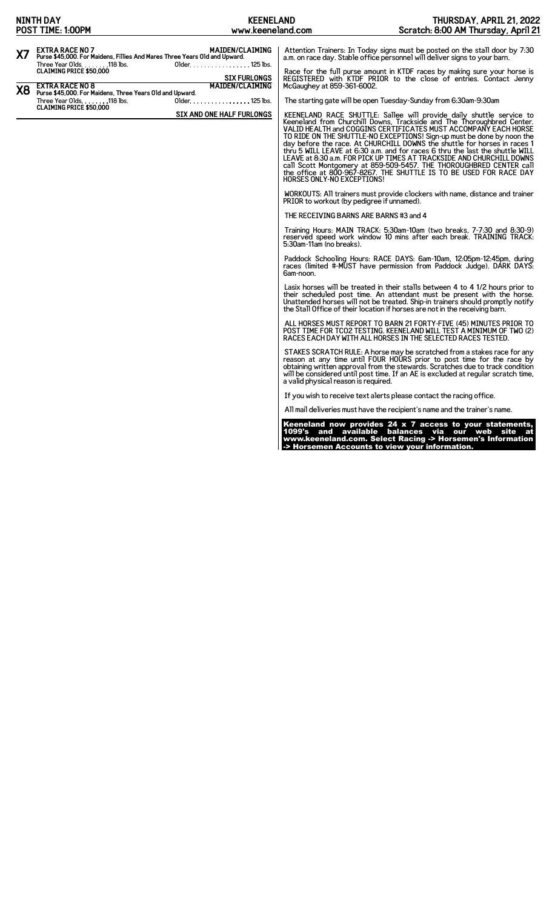**NINTH DAY**
**POST TIME: 1:00PM**

**KEENELAND**
**www.keeneland.com**

**THURSDAY, APRIL 21, 2022**
**Scratch: 8:00 AM Thursday, April 21**

## X7 EXTRA RACE NO 7 — MAIDEN/CLAIMING

**Purse $45,000. For Maidens, Fillies And Mares Three Years Old and Upward.**

Three Year Olds. . . . . . . .118 lbs.  Older. . . . . . . . . . . . . . . . . 125 lbs.

**CLAIMING PRICE $50,000**

**SIX FURLONGS**

## X8 EXTRA RACE NO 8 — MAIDEN/CLAIMING

**Purse $45,000. For Maidens, Three Years Old and Upward.**

Three Year Olds. . . . . . . .118 lbs.  Older. . . . . . . . . . . . . . . . . 125 lbs.

**CLAIMING PRICE $50,000**

**SIX AND ONE HALF FURLONGS**

Attention Trainers: In Today signs must be posted on the stall door by 7:30 a.m. on race day. Stable office personnel will deliver signs to your barn.

Race for the full purse amount in KTDF races by making sure your horse is REGISTERED with KTDF PRIOR to the close of entries. Contact Jenny McGaughey at 859-361-6002.

The starting gate will be open Tuesday-Sunday from 6:30am-9:30am

KEENELAND RACE SHUTTLE: Sallee will provide daily shuttle service to Keeneland from Churchill Downs, Trackside and The Thoroughbred Center. VALID HEALTH and COGGINS CERTIFICATES MUST ACCOMPANY EACH HORSE TO RIDE ON THE SHUTTLE-NO EXCEPTIONS! Sign-up must be done by noon the day before the race. At CHURCHILL DOWNS the shuttle for horses in races 1 thru 5 WILL LEAVE at 6:30 a.m. and for races 6 thru the last the shuttle WILL LEAVE at 8:30 a.m. FOR PICK UP TIMES AT TRACKSIDE AND CHURCHILL DOWNS call Scott Montgomery at 859-509-5457. THE THOROUGHBRED CENTER call the office at 800-967-8267. THE SHUTTLE IS TO BE USED FOR RACE DAY HORSES ONLY-NO EXCEPTIONS!

WORKOUTS: All trainers must provide clockers with name, distance and trainer PRIOR to workout (by pedigree if unnamed).

THE RECEIVING BARNS ARE BARNS #3 and 4

Training Hours: MAIN TRACK: 5:30am-10am (two breaks, 7-7:30 and 8:30-9) reserved speed work window 10 mins after each break. TRAINING TRACK: 5:30am-11am (no breaks).

Paddock Schooling Hours: RACE DAYS: 6am-10am, 12:05pm-12:45pm, during races (limited #-MUST have permission from Paddock Judge). DARK DAYS: 6am-noon.

Lasix horses will be treated in their stalls between 4 to 4 1/2 hours prior to their scheduled post time. An attendant must be present with the horse. Unattended horses will not be treated. Ship-in trainers should promptly notify the Stall Office of their location if horses are not in the receiving barn.

ALL HORSES MUST REPORT TO BARN 21 FORTY-FIVE (45) MINUTES PRIOR TO POST TIME FOR TCO2 TESTING. KEENELAND WILL TEST A MINIMUM OF TWO (2) RACES EACH DAY WITH ALL HORSES IN THE SELECTED RACES TESTED.

STAKES SCRATCH RULE: A horse may be scratched from a stakes race for any reason at any time until FOUR HOURS prior to post time for the race by obtaining written approval from the stewards. Scratches due to track condition will be considered until post time. If an AE is excluded at regular scratch time, a valid physical reason is required.

If you wish to receive text alerts please contact the racing office.

All mail deliveries must have the recipient's name and the trainer's name.

**Keeneland now provides 24 x 7 access to your statements, 1099's and available balances via our web site at www.keeneland.com. Select Racing -> Horsemen's Information -> Horsemen Accounts to view your information.**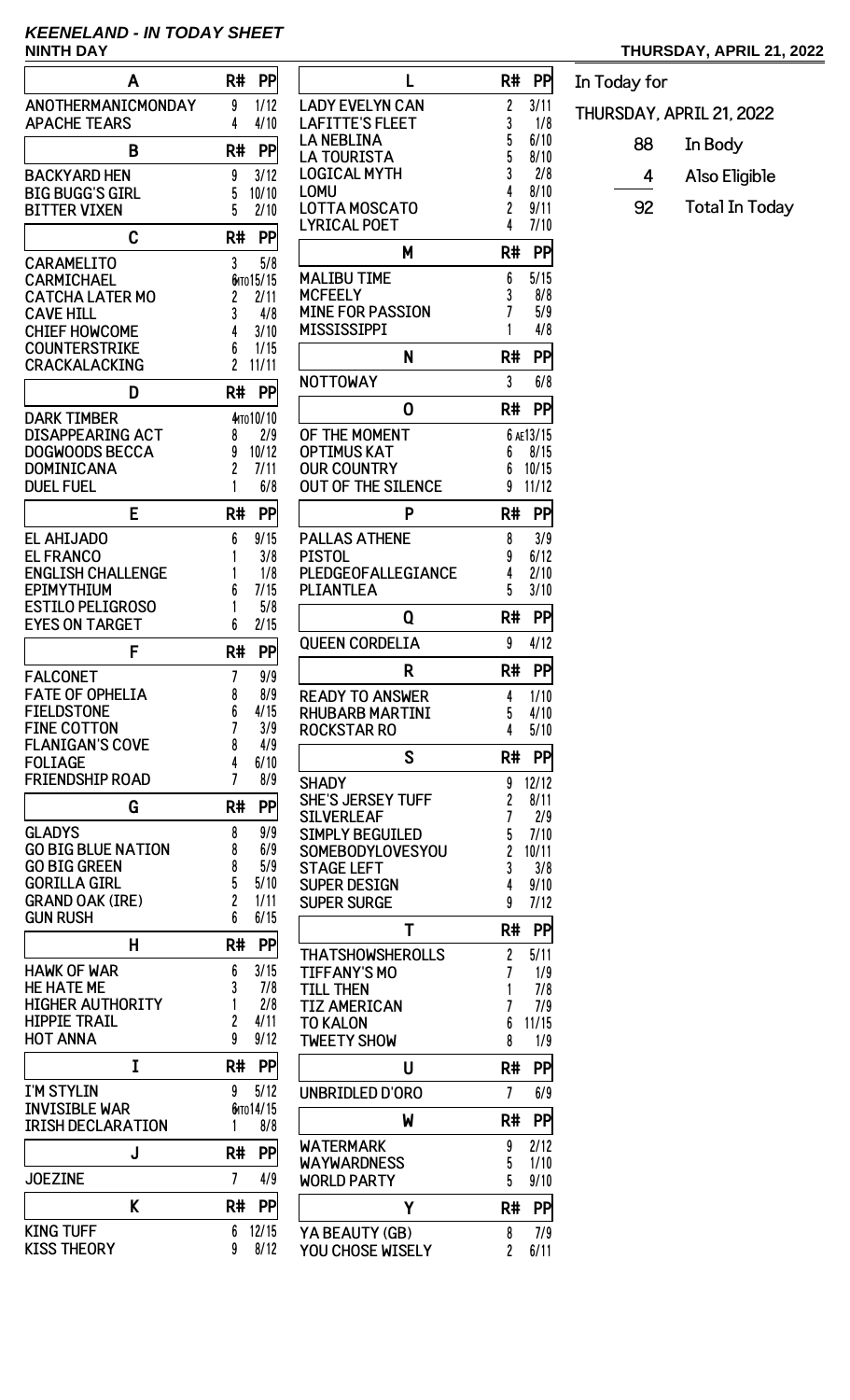# KEENELAND - IN TODAY SHEET

**NINTH DAY** **THURSDAY, APRIL 21, 2022**

| A | R# | PP |
|---|---|---|
| ANOTHERMANICMONDAY | 9 | 1/12 |
| APACHE TEARS | 4 | 4/10 |

| B | R# | PP |
|---|---|---|
| BACKYARD HEN | 9 | 3/12 |
| BIG BUGG'S GIRL | 5 | 10/10 |
| BITTER VIXEN | 5 | 2/10 |

| C | R# | PP |
|---|---|---|
| CARAMELITO | 3 | 5/8 |
| CARMICHAEL | 6MTO | 15/15 |
| CATCHA LATER MO | 2 | 2/11 |
| CAVE HILL | 3 | 4/8 |
| CHIEF HOWCOME | 4 | 3/10 |
| COUNTERSTRIKE | 6 | 1/15 |
| CRACKALACKING | 2 | 11/11 |

| D | R# | PP |
|---|---|---|
| DARK TIMBER | 4MTO | 10/10 |
| DISAPPEARING ACT | 8 | 2/9 |
| DOGWOODS BECCA | 9 | 10/12 |
| DOMINICANA | 2 | 7/11 |
| DUEL FUEL | 1 | 6/8 |

| E | R# | PP |
|---|---|---|
| EL AHIJADO | 6 | 9/15 |
| EL FRANCO | 1 | 3/8 |
| ENGLISH CHALLENGE | 1 | 1/8 |
| EPIMYTHIUM | 6 | 7/15 |
| ESTILO PELIGROSO | 1 | 5/8 |
| EYES ON TARGET | 6 | 2/15 |

| F | R# | PP |
|---|---|---|
| FALCONET | 7 | 9/9 |
| FATE OF OPHELIA | 8 | 8/9 |
| FIELDSTONE | 6 | 4/15 |
| FINE COTTON | 7 | 3/9 |
| FLANIGAN'S COVE | 8 | 4/9 |
| FOLIAGE | 4 | 6/10 |
| FRIENDSHIP ROAD | 7 | 8/9 |

| G | R# | PP |
|---|---|---|
| GLADYS | 8 | 9/9 |
| GO BIG BLUE NATION | 8 | 6/9 |
| GO BIG GREEN | 8 | 5/9 |
| GORILLA GIRL | 5 | 5/10 |
| GRAND OAK (IRE) | 2 | 1/11 |
| GUN RUSH | 6 | 6/15 |

| H | R# | PP |
|---|---|---|
| HAWK OF WAR | 6 | 3/15 |
| HE HATE ME | 3 | 7/8 |
| HIGHER AUTHORITY | 1 | 2/8 |
| HIPPIE TRAIL | 2 | 4/11 |
| HOT ANNA | 9 | 9/12 |

| I | R# | PP |
|---|---|---|
| I'M STYLIN | 9 | 5/12 |
| INVISIBLE WAR | 6MTO | 14/15 |
| IRISH DECLARATION | 1 | 8/8 |

| J | R# | PP |
|---|---|---|
| JOEZINE | 7 | 4/9 |

| K | R# | PP |
|---|---|---|
| KING TUFF | 6 | 12/15 |
| KISS THEORY | 9 | 8/12 |

| L | R# | PP |
|---|---|---|
| LADY EVELYN CAN | 2 | 3/11 |
| LAFITTE'S FLEET | 3 | 1/8 |
| LA NEBLINA | 5 | 6/10 |
| LA TOURISTA | 5 | 8/10 |
| LOGICAL MYTH | 3 | 2/8 |
| LOMU | 4 | 8/10 |
| LOTTA MOSCATO | 2 | 9/11 |
| LYRICAL POET | 4 | 7/10 |

| M | R# | PP |
|---|---|---|
| MALIBU TIME | 6 | 5/15 |
| MCFEELY | 3 | 8/8 |
| MINE FOR PASSION | 7 | 5/9 |
| MISSISSIPPI | 1 | 4/8 |

| N | R# | PP |
|---|---|---|
| NOTTOWAY | 3 | 6/8 |

| O | R# | PP |
|---|---|---|
| OF THE MOMENT | 6 AE | 13/15 |
| OPTIMUS KAT | 6 | 8/15 |
| OUR COUNTRY | 6 | 10/15 |
| OUT OF THE SILENCE | 9 | 11/12 |

| P | R# | PP |
|---|---|---|
| PALLAS ATHENE | 8 | 3/9 |
| PISTOL | 9 | 6/12 |
| PLEDGEOFALLEGIANCE | 4 | 2/10 |
| PLIANTLEA | 5 | 3/10 |

| Q | R# | PP |
|---|---|---|
| QUEEN CORDELIA | 9 | 4/12 |

| R | R# | PP |
|---|---|---|
| READY TO ANSWER | 4 | 1/10 |
| RHUBARB MARTINI | 5 | 4/10 |
| ROCKSTAR RO | 4 | 5/10 |

| S | R# | PP |
|---|---|---|
| SHADY | 9 | 12/12 |
| SHE'S JERSEY TUFF | 2 | 8/11 |
| SILVERLEAF | 7 | 2/9 |
| SIMPLY BEGUILED | 5 | 7/10 |
| SOMEBODYLOVESYOU | 2 | 10/11 |
| STAGE LEFT | 3 | 3/8 |
| SUPER DESIGN | 4 | 9/10 |
| SUPER SURGE | 9 | 7/12 |

| T | R# | PP |
|---|---|---|
| THATSHOWSHEROLLS | 2 | 5/11 |
| TIFFANY'S MO | 7 | 1/9 |
| TILL THEN | 1 | 7/8 |
| TIZ AMERICAN | 7 | 7/9 |
| TO KALON | 6 | 11/15 |
| TWEETY SHOW | 8 | 1/9 |

| U | R# | PP |
|---|---|---|
| UNBRIDLED D'ORO | 7 | 6/9 |

| W | R# | PP |
|---|---|---|
| WATERMARK | 9 | 2/12 |
| WAYWARDNESS | 5 | 1/10 |
| WORLD PARTY | 5 | 9/10 |

| Y | R# | PP |
|---|---|---|
| YA BEAUTY (GB) | 8 | 7/9 |
| YOU CHOSE WISELY | 2 | 6/11 |

In Today for

THURSDAY, APRIL 21, 2022

| | |
|---|---|
| 88 | In Body |
| 4 | Also Eligible |
| 92 | Total In Today |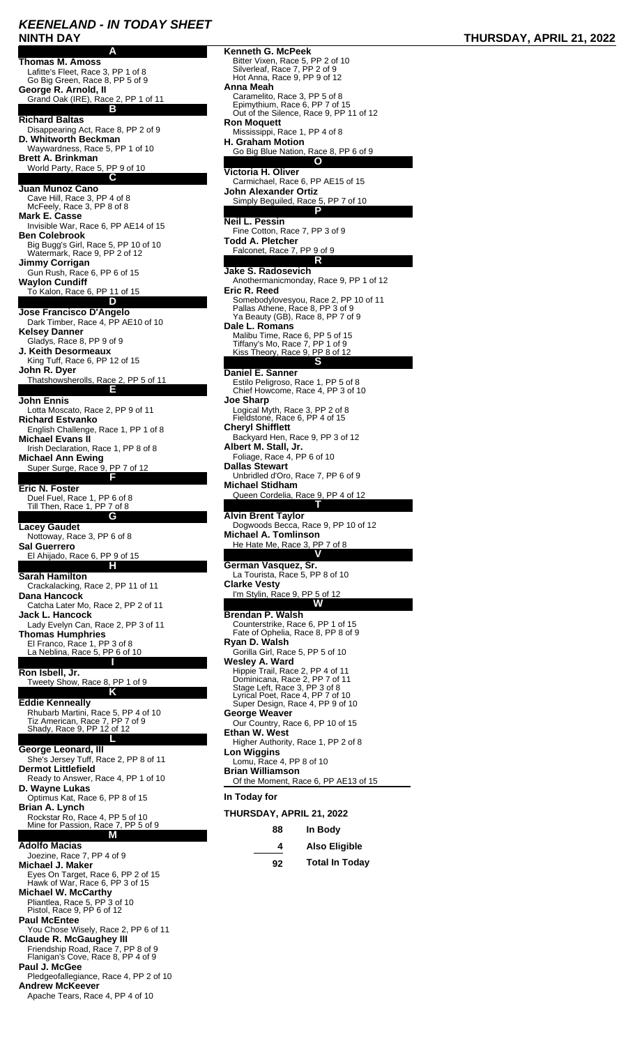# KEENELAND - IN TODAY SHEET

**NINTH DAY** **THURSDAY, APRIL 21, 2022**

### A

**Thomas M. Amoss**
Lafitte's Fleet, Race 3, PP 1 of 8
Go Big Green, Race 8, PP 5 of 9

**George R. Arnold, II**
Grand Oak (IRE), Race 2, PP 1 of 11

### B

**Richard Baltas**
Disappearing Act, Race 8, PP 2 of 9

**D. Whitworth Beckman**
Waywardness, Race 5, PP 1 of 10

**Brett A. Brinkman**
World Party, Race 5, PP 9 of 10

### C

**Juan Munoz Cano**
Cave Hill, Race 3, PP 4 of 8
McFeely, Race 3, PP 8 of 8

**Mark E. Casse**
Invisible War, Race 6, PP AE14 of 15

**Ben Colebrook**
Big Bugg's Girl, Race 5, PP 10 of 10
Watermark, Race 9, PP 2 of 12

**Jimmy Corrigan**
Gun Rush, Race 6, PP 6 of 15

**Waylon Cundiff**
To Kalon, Race 6, PP 11 of 15

### D

**Jose Francisco D'Angelo**
Dark Timber, Race 4, PP AE10 of 10

**Kelsey Danner**
Gladys, Race 8, PP 9 of 9

**J. Keith Desormeaux**
King Tuff, Race 6, PP 12 of 15

**John R. Dyer**
Thatshowsherolls, Race 2, PP 5 of 11

### E

**John Ennis**
Lotta Moscato, Race 2, PP 9 of 11

**Richard Estvanko**
English Challenge, Race 1, PP 1 of 8

**Michael Evans II**
Irish Declaration, Race 1, PP 8 of 8

**Michael Ann Ewing**
Super Surge, Race 9, PP 7 of 12

### F

**Eric N. Foster**
Duel Fuel, Race 1, PP 6 of 8
Till Then, Race 1, PP 7 of 8

### G

**Lacey Gaudet**
Nottoway, Race 3, PP 6 of 8

**Sal Guerrero**
El Ahijado, Race 6, PP 9 of 15

### H

**Sarah Hamilton**
Crackalacking, Race 2, PP 11 of 11

**Dana Hancock**
Catcha Later Mo, Race 2, PP 2 of 11

**Jack L. Hancock**
Lady Evelyn Can, Race 2, PP 3 of 11

**Thomas Humphries**
El Franco, Race 1, PP 3 of 8
La Neblina, Race 5, PP 6 of 10

### I

**Ron Isbell, Jr.**
Tweety Show, Race 8, PP 1 of 9

### K

**Eddie Kenneally**
Rhubarb Martini, Race 5, PP 4 of 10
Tiz American, Race 7, PP 7 of 9
Shady, Race 9, PP 12 of 12

### L

**George Leonard, III**
She's Jersey Tuff, Race 2, PP 8 of 11

**Dermot Littlefield**
Ready to Answer, Race 4, PP 1 of 10

**D. Wayne Lukas**
Optimus Kat, Race 6, PP 8 of 15

**Brian A. Lynch**
Rockstar Ro, Race 4, PP 5 of 10
Mine for Passion, Race 7, PP 5 of 9

### M

**Adolfo Macias**
Joezine, Race 7, PP 4 of 9

**Michael J. Maker**
Eyes On Target, Race 6, PP 2 of 15
Hawk of War, Race 6, PP 3 of 15

**Michael W. McCarthy**
Pliantlea, Race 5, PP 3 of 10
Pistol, Race 9, PP 6 of 12

**Paul McEntee**
You Chose Wisely, Race 2, PP 6 of 11

**Claude R. McGaughey III**
Friendship Road, Race 7, PP 8 of 9
Flanigan's Cove, Race 8, PP 4 of 9

**Paul J. McGee**
Pledgeofallegiance, Race 4, PP 2 of 10

**Andrew McKeever**
Apache Tears, Race 4, PP 4 of 10

**Kenneth G. McPeek**
Bitter Vixen, Race 5, PP 2 of 10
Silverleaf, Race 7, PP 2 of 9
Hot Anna, Race 9, PP 9 of 12

**Anna Meah**
Caramelito, Race 3, PP 5 of 8
Epimythium, Race 6, PP 7 of 15
Out of the Silence, Race 9, PP 11 of 12

**Ron Moquett**
Mississippi, Race 1, PP 4 of 8

**H. Graham Motion**
Go Big Blue Nation, Race 8, PP 6 of 9

### O

**Victoria H. Oliver**
Carmichael, Race 6, PP AE15 of 15

**John Alexander Ortiz**
Simply Beguiled, Race 5, PP 7 of 10

### P

**Neil L. Pessin**
Fine Cotton, Race 7, PP 3 of 9

**Todd A. Pletcher**
Falconet, Race 7, PP 9 of 9

### R

**Jake S. Radosevich**
Anothermanicmonday, Race 9, PP 1 of 12

**Eric R. Reed**
Somebodylovesyou, Race 2, PP 10 of 11
Pallas Athene, Race 8, PP 3 of 9
Ya Beauty (GB), Race 8, PP 7 of 9

**Dale L. Romans**
Malibu Time, Race 6, PP 5 of 15
Tiffany's Mo, Race 7, PP 1 of 9
Kiss Theory, Race 9, PP 8 of 12

### S

**Daniel E. Sanner**
Estilo Peligroso, Race 1, PP 5 of 8
Chief Howcome, Race 4, PP 3 of 10

**Joe Sharp**
Logical Myth, Race 3, PP 2 of 8
Fieldstone, Race 6, PP 4 of 15

**Cheryl Shifflett**
Backyard Hen, Race 9, PP 3 of 12

**Albert M. Stall, Jr.**
Foliage, Race 4, PP 6 of 10

**Dallas Stewart**
Unbridled d'Oro, Race 7, PP 6 of 9

**Michael Stidham**
Queen Cordelia, Race 9, PP 4 of 12

### T

**Alvin Brent Taylor**
Dogwoods Becca, Race 9, PP 10 of 12

**Michael A. Tomlinson**
He Hate Me, Race 3, PP 7 of 8

### V

**German Vasquez, Sr.**
La Tourista, Race 5, PP 8 of 10

**Clarke Vesty**
I'm Stylin, Race 9, PP 5 of 12

### W

**Brendan P. Walsh**
Counterstrike, Race 6, PP 1 of 15
Fate of Ophelia, Race 8, PP 8 of 9

**Ryan D. Walsh**
Gorilla Girl, Race 5, PP 5 of 10

**Wesley A. Ward**
Hippie Trail, Race 2, PP 4 of 11
Dominicana, Race 2, PP 7 of 11
Stage Left, Race 3, PP 3 of 8
Lyrical Poet, Race 4, PP 7 of 10
Super Design, Race 4, PP 9 of 10

**George Weaver**
Our Country, Race 6, PP 10 of 15

**Ethan W. West**
Higher Authority, Race 1, PP 2 of 8

**Lon Wiggins**
Lomu, Race 4, PP 8 of 10

**Brian Williamson**
Of the Moment, Race 6, PP AE13 of 15

**In Today for**

**THURSDAY, APRIL 21, 2022**

| | |
|---|---|
| 88 | **In Body** |
| 4 | **Also Eligible** |
| 92 | **Total In Today** |